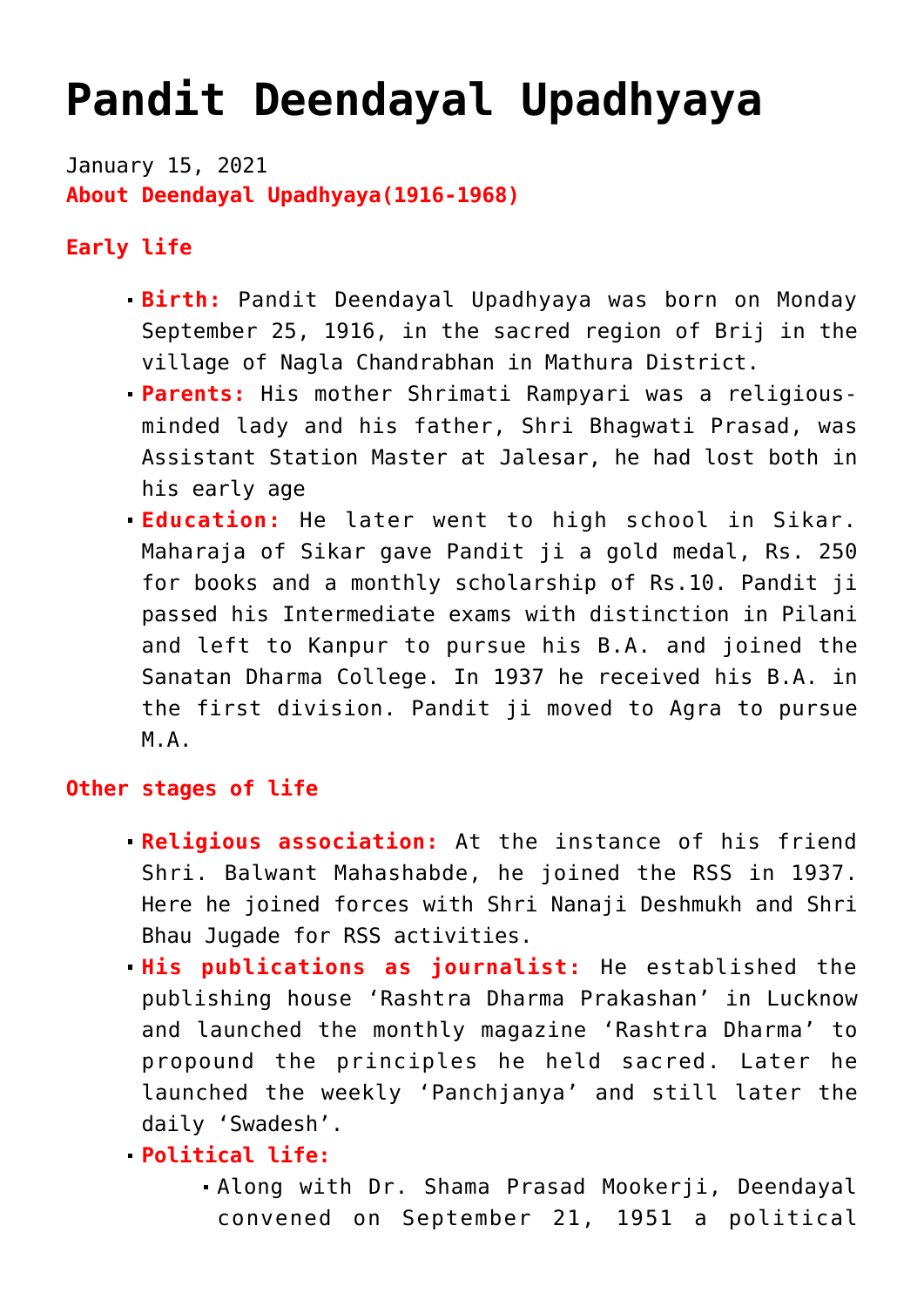# Pandit Deendayal Upadhyaya

January 15, 2021

**About Deendayal Upadhyaya(1916-1968)**

**Early life**

- **Birth:** Pandit Deendayal Upadhyaya was born on Monday September 25, 1916, in the sacred region of Brij in the village of Nagla Chandrabhan in Mathura District.
- **Parents:** His mother Shrimati Rampyari was a religious-minded lady and his father, Shri Bhagwati Prasad, was Assistant Station Master at Jalesar, he had lost both in his early age
- **Education:** He later went to high school in Sikar. Maharaja of Sikar gave Pandit ji a gold medal, Rs. 250 for books and a monthly scholarship of Rs.10. Pandit ji passed his Intermediate exams with distinction in Pilani and left to Kanpur to pursue his B.A. and joined the Sanatan Dharma College. In 1937 he received his B.A. in the first division. Pandit ji moved to Agra to pursue M.A.

**Other stages of life**

- **Religious association:** At the instance of his friend Shri. Balwant Mahashabde, he joined the RSS in 1937. Here he joined forces with Shri Nanaji Deshmukh and Shri Bhau Jugade for RSS activities.
- **His publications as journalist:** He established the publishing house 'Rashtra Dharma Prakashan' in Lucknow and launched the monthly magazine 'Rashtra Dharma' to propound the principles he held sacred. Later he launched the weekly 'Panchjanya' and still later the daily 'Swadesh'.
- **Political life:**
  - Along with Dr. Shama Prasad Mookerji, Deendayal convened on September 21, 1951 a political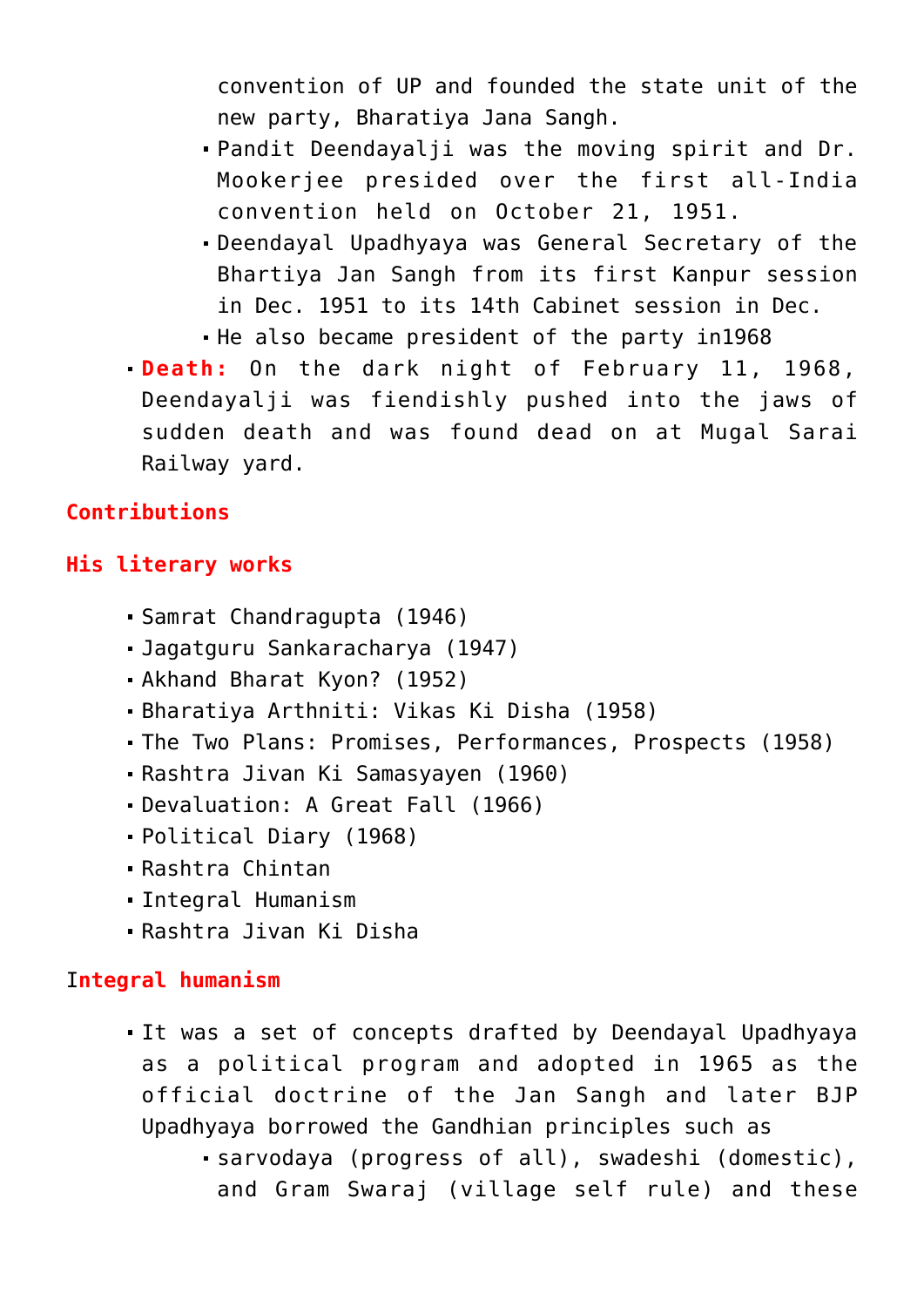convention of UP and founded the state unit of the new party, Bharatiya Jana Sangh.
    - Pandit Deendayalji was the moving spirit and Dr. Mookerjee presided over the first all-India convention held on October 21, 1951.
    - Deendayal Upadhyaya was General Secretary of the Bhartiya Jan Sangh from its first Kanpur session in Dec. 1951 to its 14th Cabinet session in Dec.
    - He also became president of the party in1968
- **Death:** On the dark night of February 11, 1968, Deendayalji was fiendishly pushed into the jaws of sudden death and was found dead on at Mugal Sarai Railway yard.

**Contributions**

**His literary works**

- Samrat Chandragupta (1946)
- Jagatguru Sankaracharya (1947)
- Akhand Bharat Kyon? (1952)
- Bharatiya Arthniti: Vikas Ki Disha (1958)
- The Two Plans: Promises, Performances, Prospects (1958)
- Rashtra Jivan Ki Samasyayen (1960)
- Devaluation: A Great Fall (1966)
- Political Diary (1968)
- Rashtra Chintan
- Integral Humanism
- Rashtra Jivan Ki Disha

**Integral humanism**

- It was a set of concepts drafted by Deendayal Upadhyaya as a political program and adopted in 1965 as the official doctrine of the Jan Sangh and later BJP Upadhyaya borrowed the Gandhian principles such as
    - sarvodaya (progress of all), swadeshi (domestic), and Gram Swaraj (village self rule) and these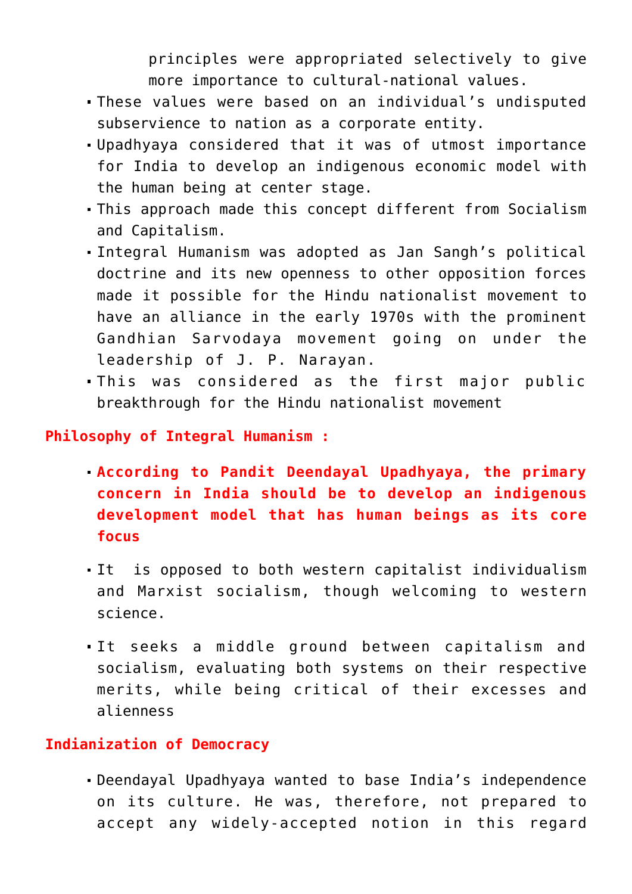principles were appropriated selectively to give more importance to cultural-national values.

- These values were based on an individual's undisputed subservience to nation as a corporate entity.
- Upadhyaya considered that it was of utmost importance for India to develop an indigenous economic model with the human being at center stage.
- This approach made this concept different from Socialism and Capitalism.
- Integral Humanism was adopted as Jan Sangh's political doctrine and its new openness to other opposition forces made it possible for the Hindu nationalist movement to have an alliance in the early 1970s with the prominent Gandhian Sarvodaya movement going on under the leadership of J. P. Narayan.
- This was considered as the first major public breakthrough for the Hindu nationalist movement

**Philosophy of Integral Humanism :**

- **According to Pandit Deendayal Upadhyaya, the primary concern in India should be to develop an indigenous development model that has human beings as its core focus**
- It is opposed to both western capitalist individualism and Marxist socialism, though welcoming to western science.
- It seeks a middle ground between capitalism and socialism, evaluating both systems on their respective merits, while being critical of their excesses and alienness

**Indianization of Democracy**

- Deendayal Upadhyaya wanted to base India's independence on its culture. He was, therefore, not prepared to accept any widely-accepted notion in this regard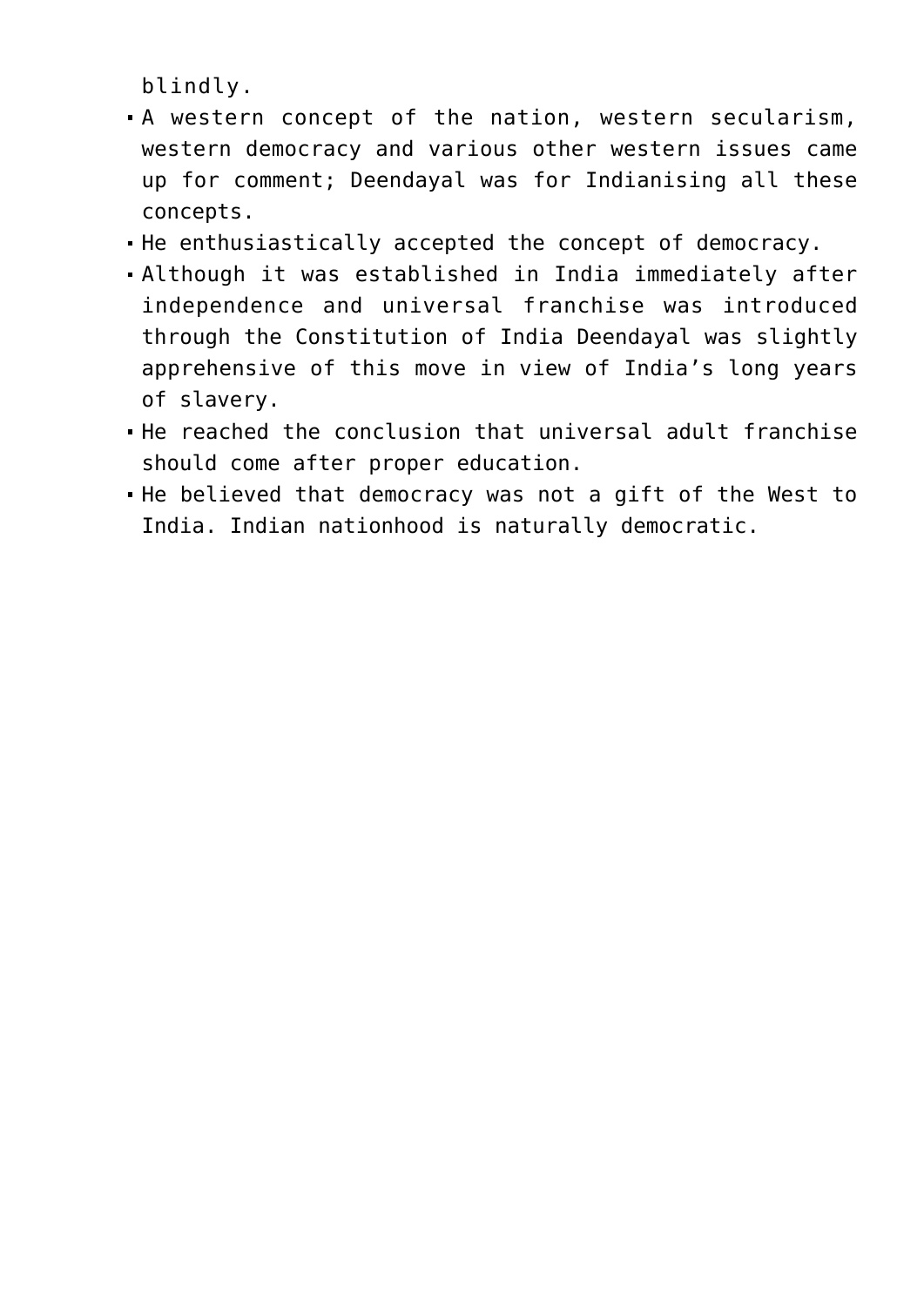blindly.

- A western concept of the nation, western secularism, western democracy and various other western issues came up for comment; Deendayal was for Indianising all these concepts.
- He enthusiastically accepted the concept of democracy.
- Although it was established in India immediately after independence and universal franchise was introduced through the Constitution of India Deendayal was slightly apprehensive of this move in view of India's long years of slavery.
- He reached the conclusion that universal adult franchise should come after proper education.
- He believed that democracy was not a gift of the West to India. Indian nationhood is naturally democratic.